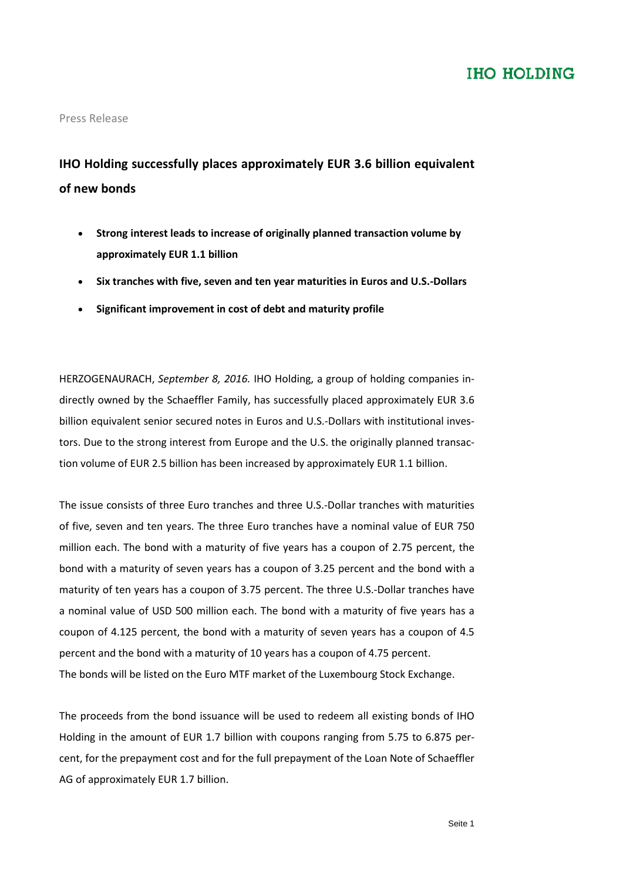IHO HOLDING

Press Release

# IHO Holding successfully places approximately EUR 3.6 billion equivalent of new bonds

- **Strong interest leads to increase of originally planned transaction volume by approximately EUR 1.1 billion**
- **Six tranches with five, seven and ten year maturities in Euros and U.S.-Dollars**
- **Significant improvement in cost of debt and maturity profile**

HERZOGENAURACH, *September 8, 2016.* IHO Holding, a group of holding companies indirectly owned by the Schaeffler Family, has successfully placed approximately EUR 3.6 billion equivalent senior secured notes in Euros and U.S.-Dollars with institutional investors. Due to the strong interest from Europe and the U.S. the originally planned transaction volume of EUR 2.5 billion has been increased by approximately EUR 1.1 billion.

The issue consists of three Euro tranches and three U.S.-Dollar tranches with maturities of five, seven and ten years. The three Euro tranches have a nominal value of EUR 750 million each. The bond with a maturity of five years has a coupon of 2.75 percent, the bond with a maturity of seven years has a coupon of 3.25 percent and the bond with a maturity of ten years has a coupon of 3.75 percent. The three U.S.-Dollar tranches have a nominal value of USD 500 million each. The bond with a maturity of five years has a coupon of 4.125 percent, the bond with a maturity of seven years has a coupon of 4.5 percent and the bond with a maturity of 10 years has a coupon of 4.75 percent.
The bonds will be listed on the Euro MTF market of the Luxembourg Stock Exchange.

The proceeds from the bond issuance will be used to redeem all existing bonds of IHO Holding in the amount of EUR 1.7 billion with coupons ranging from 5.75 to 6.875 percent, for the prepayment cost and for the full prepayment of the Loan Note of Schaeffler AG of approximately EUR 1.7 billion.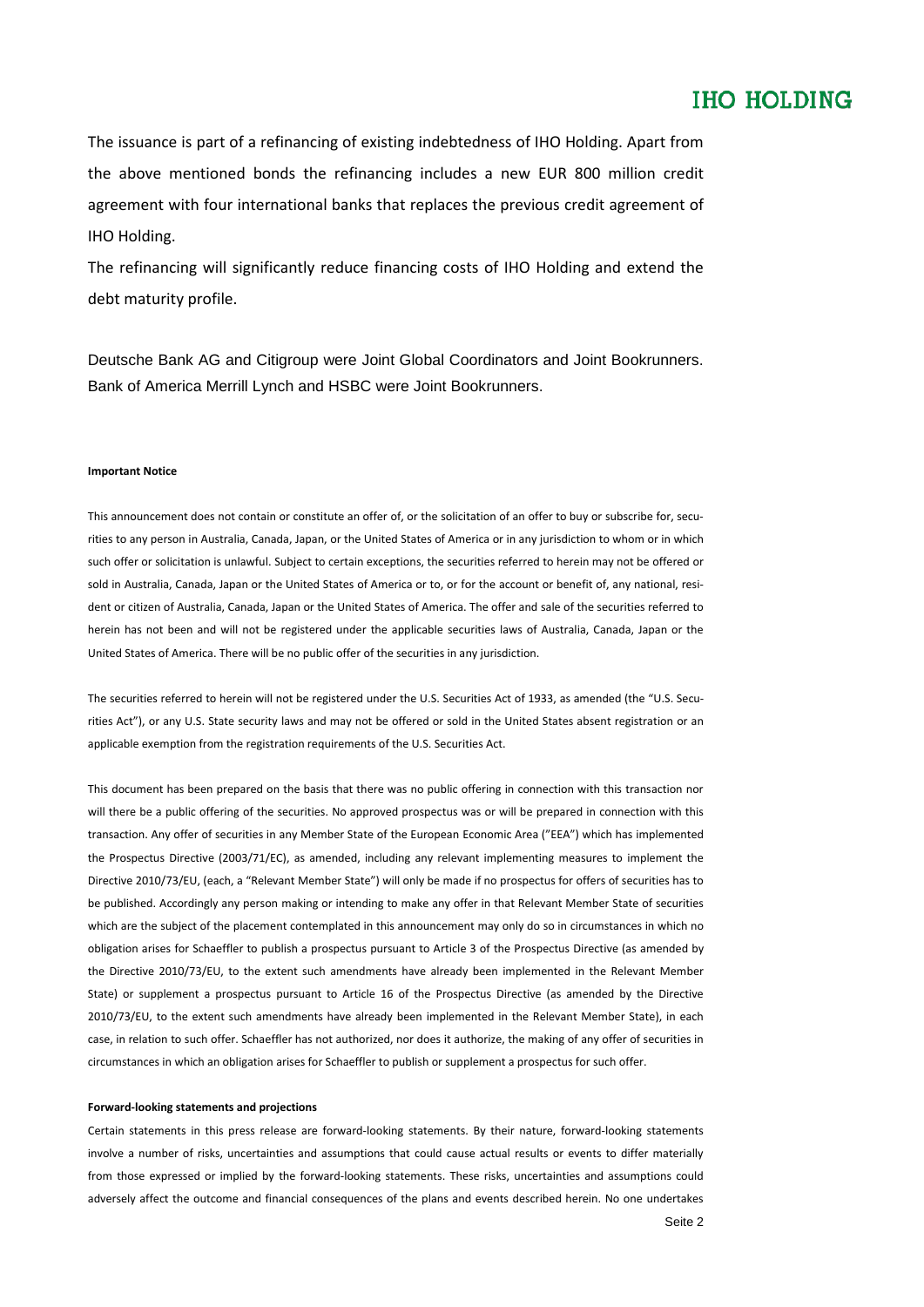The issuance is part of a refinancing of existing indebtedness of IHO Holding. Apart from the above mentioned bonds the refinancing includes a new EUR 800 million credit agreement with four international banks that replaces the previous credit agreement of IHO Holding.

The refinancing will significantly reduce financing costs of IHO Holding and extend the debt maturity profile.

Deutsche Bank AG and Citigroup were Joint Global Coordinators and Joint Bookrunners. Bank of America Merrill Lynch and HSBC were Joint Bookrunners.

**Important Notice**

This announcement does not contain or constitute an offer of, or the solicitation of an offer to buy or subscribe for, securities to any person in Australia, Canada, Japan, or the United States of America or in any jurisdiction to whom or in which such offer or solicitation is unlawful. Subject to certain exceptions, the securities referred to herein may not be offered or sold in Australia, Canada, Japan or the United States of America or to, or for the account or benefit of, any national, resident or citizen of Australia, Canada, Japan or the United States of America. The offer and sale of the securities referred to herein has not been and will not be registered under the applicable securities laws of Australia, Canada, Japan or the United States of America. There will be no public offer of the securities in any jurisdiction.

The securities referred to herein will not be registered under the U.S. Securities Act of 1933, as amended (the "U.S. Securities Act"), or any U.S. State security laws and may not be offered or sold in the United States absent registration or an applicable exemption from the registration requirements of the U.S. Securities Act.

This document has been prepared on the basis that there was no public offering in connection with this transaction nor will there be a public offering of the securities. No approved prospectus was or will be prepared in connection with this transaction. Any offer of securities in any Member State of the European Economic Area ("EEA") which has implemented the Prospectus Directive (2003/71/EC), as amended, including any relevant implementing measures to implement the Directive 2010/73/EU, (each, a "Relevant Member State") will only be made if no prospectus for offers of securities has to be published. Accordingly any person making or intending to make any offer in that Relevant Member State of securities which are the subject of the placement contemplated in this announcement may only do so in circumstances in which no obligation arises for Schaeffler to publish a prospectus pursuant to Article 3 of the Prospectus Directive (as amended by the Directive 2010/73/EU, to the extent such amendments have already been implemented in the Relevant Member State) or supplement a prospectus pursuant to Article 16 of the Prospectus Directive (as amended by the Directive 2010/73/EU, to the extent such amendments have already been implemented in the Relevant Member State), in each case, in relation to such offer. Schaeffler has not authorized, nor does it authorize, the making of any offer of securities in circumstances in which an obligation arises for Schaeffler to publish or supplement a prospectus for such offer.

**Forward-looking statements and projections**

Certain statements in this press release are forward-looking statements. By their nature, forward-looking statements involve a number of risks, uncertainties and assumptions that could cause actual results or events to differ materially from those expressed or implied by the forward-looking statements. These risks, uncertainties and assumptions could adversely affect the outcome and financial consequences of the plans and events described herein. No one undertakes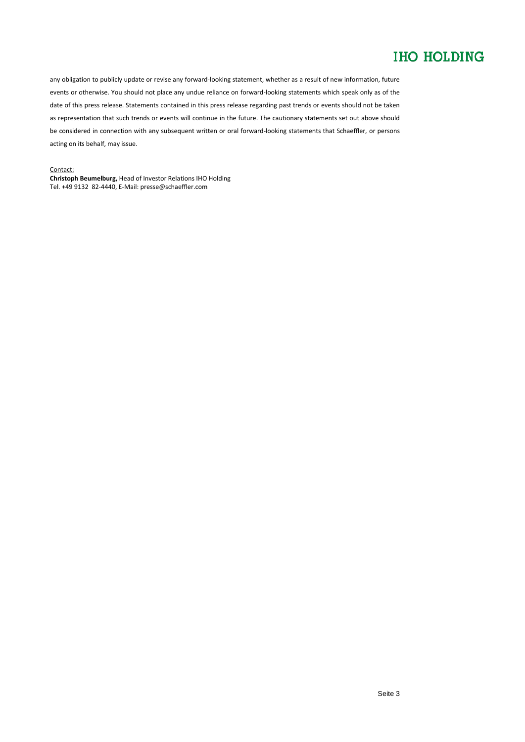any obligation to publicly update or revise any forward-looking statement, whether as a result of new information, future events or otherwise. You should not place any undue reliance on forward-looking statements which speak only as of the date of this press release. Statements contained in this press release regarding past trends or events should not be taken as representation that such trends or events will continue in the future. The cautionary statements set out above should be considered in connection with any subsequent written or oral forward-looking statements that Schaeffler, or persons acting on its behalf, may issue.

Contact:
**Christoph Beumelburg,** Head of Investor Relations IHO Holding
Tel. +49 9132 82-4440, E-Mail: presse@schaeffler.com